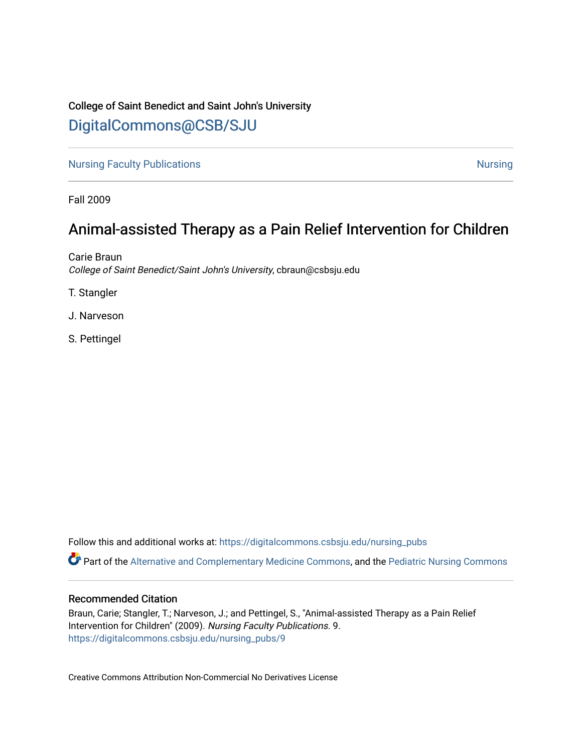College of Saint Benedict and Saint John's University

DigitalCommons@CSB/SJU

Nursing Faculty Publications | Nursing

Fall 2009

# Animal-assisted Therapy as a Pain Relief Intervention for Children

Carie Braun
*College of Saint Benedict/Saint John's University*, cbraun@csbsju.edu

T. Stangler

J. Narveson

S. Pettingel

Follow this and additional works at: https://digitalcommons.csbsju.edu/nursing_pubs

Part of the Alternative and Complementary Medicine Commons, and the Pediatric Nursing Commons

## Recommended Citation

Braun, Carie; Stangler, T.; Narveson, J.; and Pettingel, S., "Animal-assisted Therapy as a Pain Relief Intervention for Children" (2009). *Nursing Faculty Publications*. 9.
https://digitalcommons.csbsju.edu/nursing_pubs/9

Creative Commons Attribution Non-Commercial No Derivatives License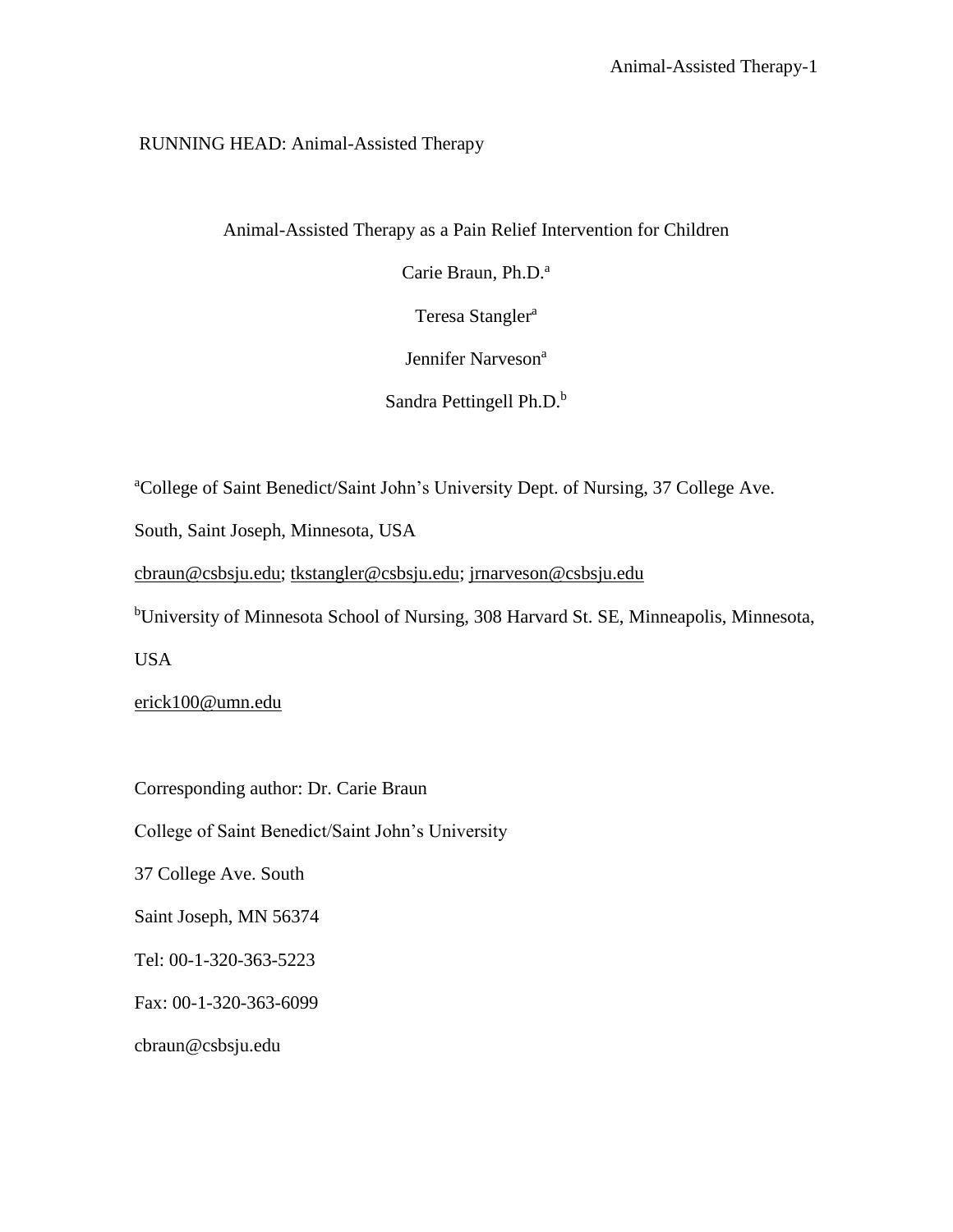RUNNING HEAD: Animal-Assisted Therapy

# Animal-Assisted Therapy as a Pain Relief Intervention for Children

Carie Braun, Ph.D.[a]

Teresa Stangler[a]

Jennifer Narveson[a]

Sandra Pettingell Ph.D.[b]

[a]College of Saint Benedict/Saint John's University Dept. of Nursing, 37 College Ave. South, Saint Joseph, Minnesota, USA

cbraun@csbsju.edu; tkstangler@csbsju.edu; jrnarveson@csbsju.edu

[b]University of Minnesota School of Nursing, 308 Harvard St. SE, Minneapolis, Minnesota, USA

erick100@umn.edu

Corresponding author: Dr. Carie Braun

College of Saint Benedict/Saint John's University

37 College Ave. South

Saint Joseph, MN 56374

Tel: 00-1-320-363-5223

Fax: 00-1-320-363-6099

cbraun@csbsju.edu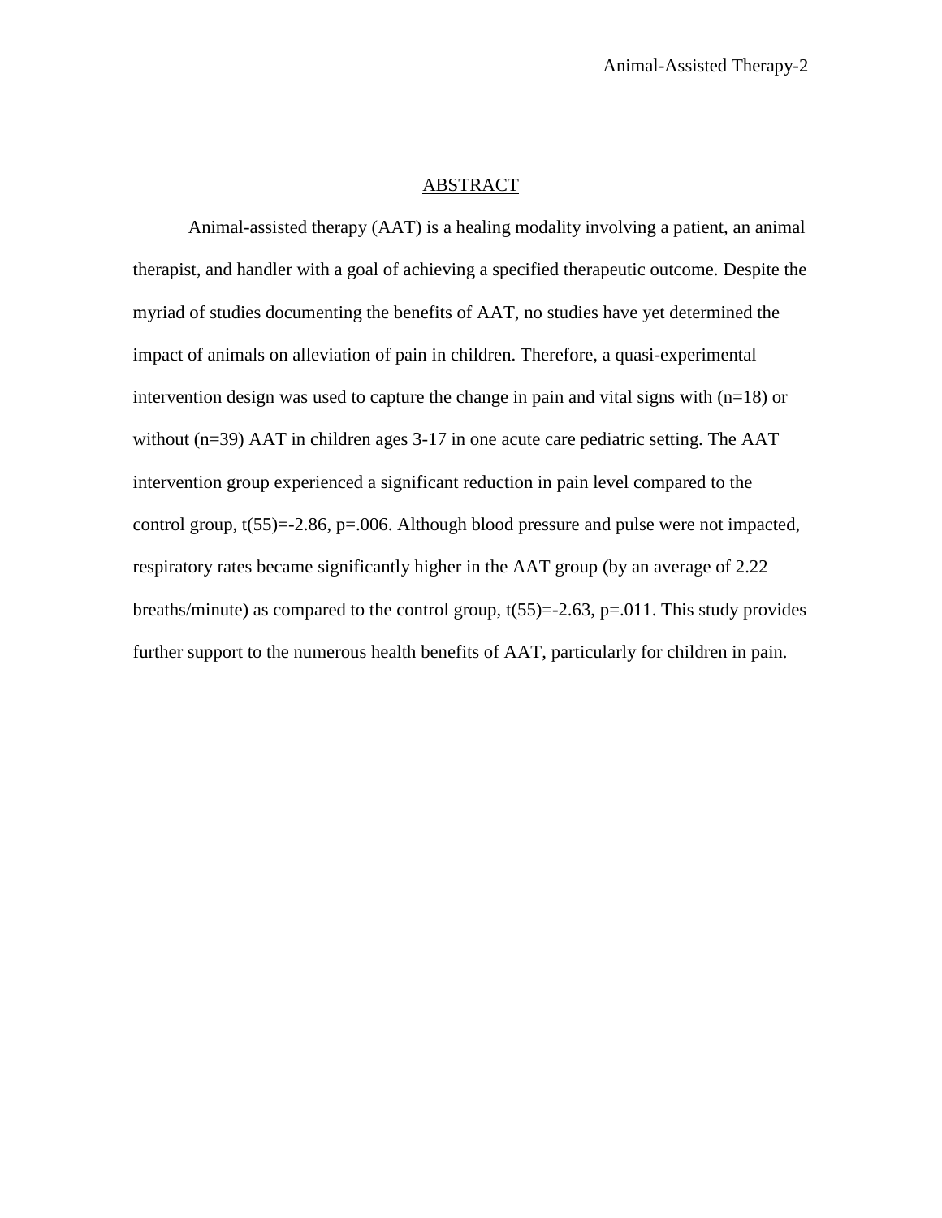## ABSTRACT

Animal-assisted therapy (AAT) is a healing modality involving a patient, an animal therapist, and handler with a goal of achieving a specified therapeutic outcome. Despite the myriad of studies documenting the benefits of AAT, no studies have yet determined the impact of animals on alleviation of pain in children. Therefore, a quasi-experimental intervention design was used to capture the change in pain and vital signs with ($n=18$) or without ($n=39$) AAT in children ages 3-17 in one acute care pediatric setting. The AAT intervention group experienced a significant reduction in pain level compared to the control group, $t(55)=-2.86$, $p=.006$. Although blood pressure and pulse were not impacted, respiratory rates became significantly higher in the AAT group (by an average of 2.22 breaths/minute) as compared to the control group, $t(55)=-2.63$, $p=.011$. This study provides further support to the numerous health benefits of AAT, particularly for children in pain.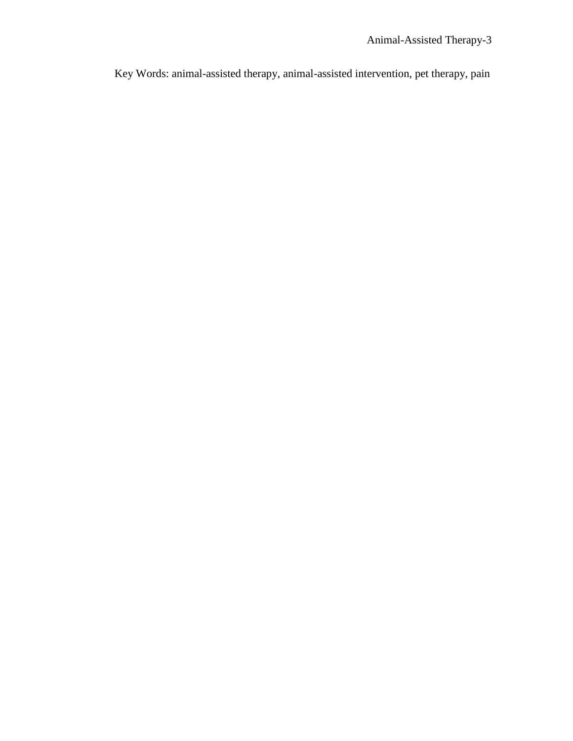Key Words: animal-assisted therapy, animal-assisted intervention, pet therapy, pain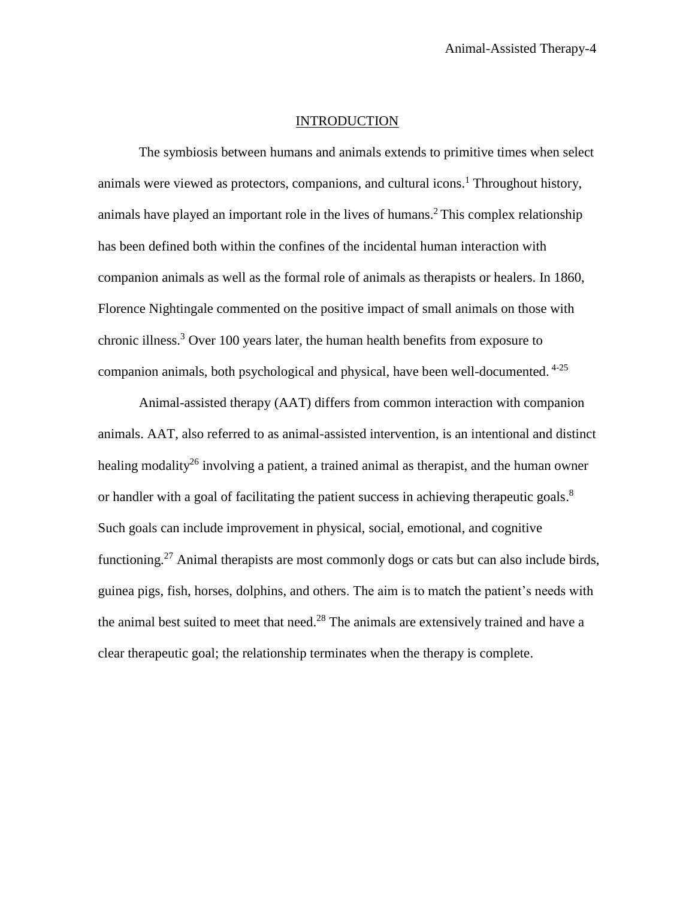## INTRODUCTION

The symbiosis between humans and animals extends to primitive times when select animals were viewed as protectors, companions, and cultural icons.[1] Throughout history, animals have played an important role in the lives of humans.[2] This complex relationship has been defined both within the confines of the incidental human interaction with companion animals as well as the formal role of animals as therapists or healers. In 1860, Florence Nightingale commented on the positive impact of small animals on those with chronic illness.[3] Over 100 years later, the human health benefits from exposure to companion animals, both psychological and physical, have been well-documented.[4-25]

Animal-assisted therapy (AAT) differs from common interaction with companion animals. AAT, also referred to as animal-assisted intervention, is an intentional and distinct healing modality[26] involving a patient, a trained animal as therapist, and the human owner or handler with a goal of facilitating the patient success in achieving therapeutic goals.[8] Such goals can include improvement in physical, social, emotional, and cognitive functioning.[27] Animal therapists are most commonly dogs or cats but can also include birds, guinea pigs, fish, horses, dolphins, and others. The aim is to match the patient's needs with the animal best suited to meet that need.[28] The animals are extensively trained and have a clear therapeutic goal; the relationship terminates when the therapy is complete.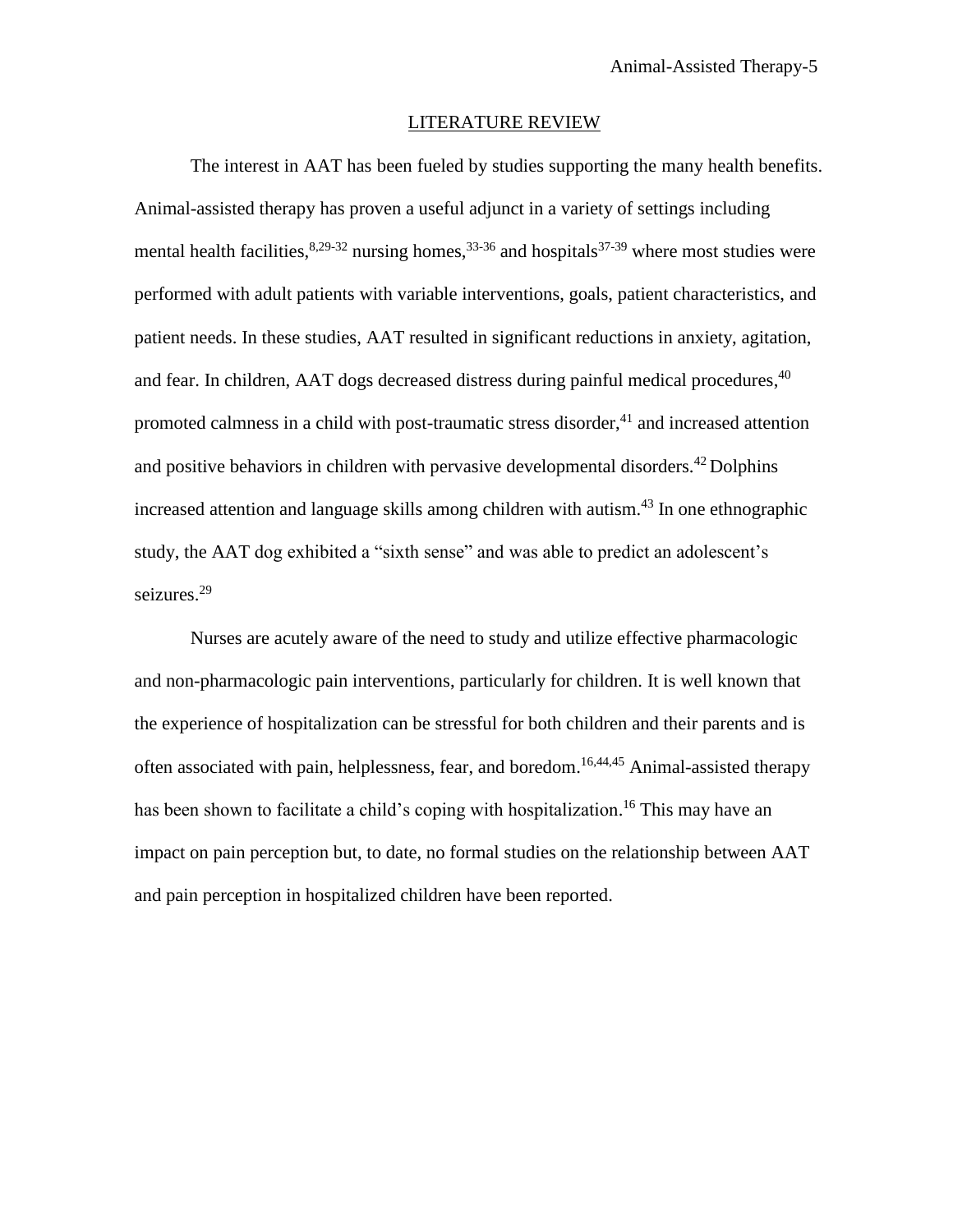## LITERATURE REVIEW

The interest in AAT has been fueled by studies supporting the many health benefits. Animal-assisted therapy has proven a useful adjunct in a variety of settings including mental health facilities,[8,29-32] nursing homes,[33-36] and hospitals[37-39] where most studies were performed with adult patients with variable interventions, goals, patient characteristics, and patient needs. In these studies, AAT resulted in significant reductions in anxiety, agitation, and fear. In children, AAT dogs decreased distress during painful medical procedures,[40] promoted calmness in a child with post-traumatic stress disorder,[41] and increased attention and positive behaviors in children with pervasive developmental disorders.[42] Dolphins increased attention and language skills among children with autism.[43] In one ethnographic study, the AAT dog exhibited a "sixth sense" and was able to predict an adolescent's seizures.[29]

Nurses are acutely aware of the need to study and utilize effective pharmacologic and non-pharmacologic pain interventions, particularly for children. It is well known that the experience of hospitalization can be stressful for both children and their parents and is often associated with pain, helplessness, fear, and boredom.[16,44,45] Animal-assisted therapy has been shown to facilitate a child's coping with hospitalization.[16] This may have an impact on pain perception but, to date, no formal studies on the relationship between AAT and pain perception in hospitalized children have been reported.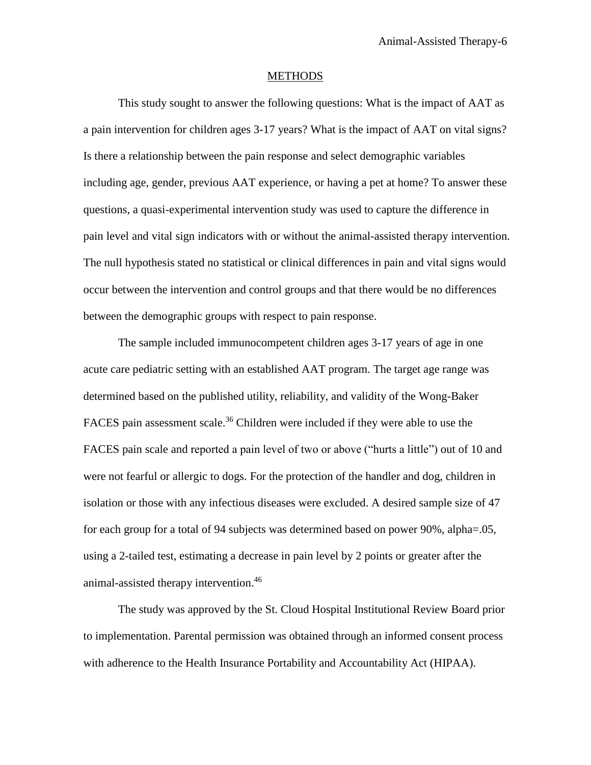## METHODS

This study sought to answer the following questions: What is the impact of AAT as a pain intervention for children ages 3-17 years? What is the impact of AAT on vital signs? Is there a relationship between the pain response and select demographic variables including age, gender, previous AAT experience, or having a pet at home? To answer these questions, a quasi-experimental intervention study was used to capture the difference in pain level and vital sign indicators with or without the animal-assisted therapy intervention. The null hypothesis stated no statistical or clinical differences in pain and vital signs would occur between the intervention and control groups and that there would be no differences between the demographic groups with respect to pain response.

The sample included immunocompetent children ages 3-17 years of age in one acute care pediatric setting with an established AAT program. The target age range was determined based on the published utility, reliability, and validity of the Wong-Baker FACES pain assessment scale.[36] Children were included if they were able to use the FACES pain scale and reported a pain level of two or above ("hurts a little") out of 10 and were not fearful or allergic to dogs. For the protection of the handler and dog, children in isolation or those with any infectious diseases were excluded. A desired sample size of 47 for each group for a total of 94 subjects was determined based on power 90%, alpha=.05, using a 2-tailed test, estimating a decrease in pain level by 2 points or greater after the animal-assisted therapy intervention.[46]

The study was approved by the St. Cloud Hospital Institutional Review Board prior to implementation. Parental permission was obtained through an informed consent process with adherence to the Health Insurance Portability and Accountability Act (HIPAA).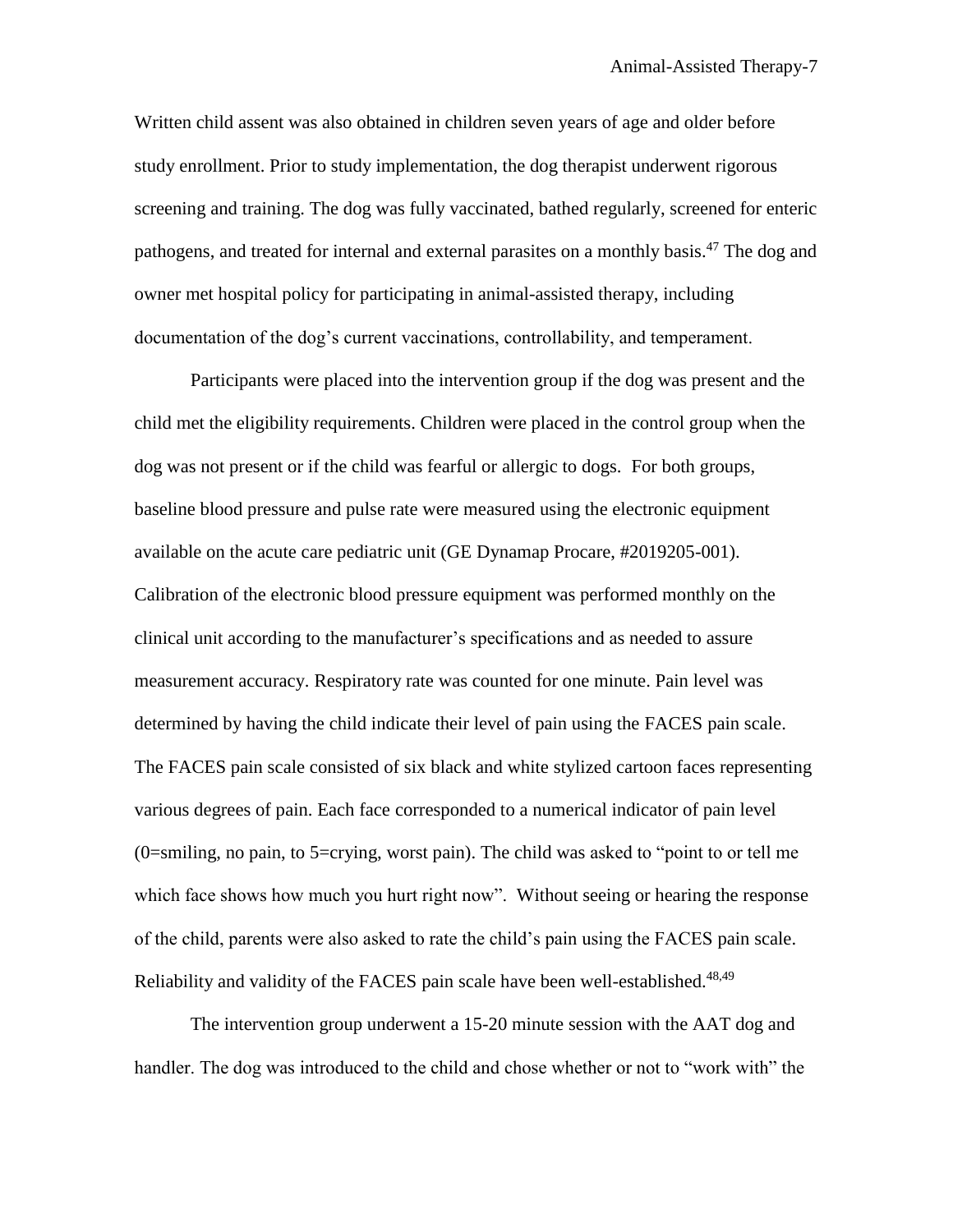Written child assent was also obtained in children seven years of age and older before study enrollment. Prior to study implementation, the dog therapist underwent rigorous screening and training. The dog was fully vaccinated, bathed regularly, screened for enteric pathogens, and treated for internal and external parasites on a monthly basis.[47] The dog and owner met hospital policy for participating in animal-assisted therapy, including documentation of the dog's current vaccinations, controllability, and temperament.

Participants were placed into the intervention group if the dog was present and the child met the eligibility requirements. Children were placed in the control group when the dog was not present or if the child was fearful or allergic to dogs. For both groups, baseline blood pressure and pulse rate were measured using the electronic equipment available on the acute care pediatric unit (GE Dynamap Procare, #2019205-001). Calibration of the electronic blood pressure equipment was performed monthly on the clinical unit according to the manufacturer's specifications and as needed to assure measurement accuracy. Respiratory rate was counted for one minute. Pain level was determined by having the child indicate their level of pain using the FACES pain scale. The FACES pain scale consisted of six black and white stylized cartoon faces representing various degrees of pain. Each face corresponded to a numerical indicator of pain level (0=smiling, no pain, to 5=crying, worst pain). The child was asked to "point to or tell me which face shows how much you hurt right now". Without seeing or hearing the response of the child, parents were also asked to rate the child's pain using the FACES pain scale. Reliability and validity of the FACES pain scale have been well-established.[48,49]

The intervention group underwent a 15-20 minute session with the AAT dog and handler. The dog was introduced to the child and chose whether or not to "work with" the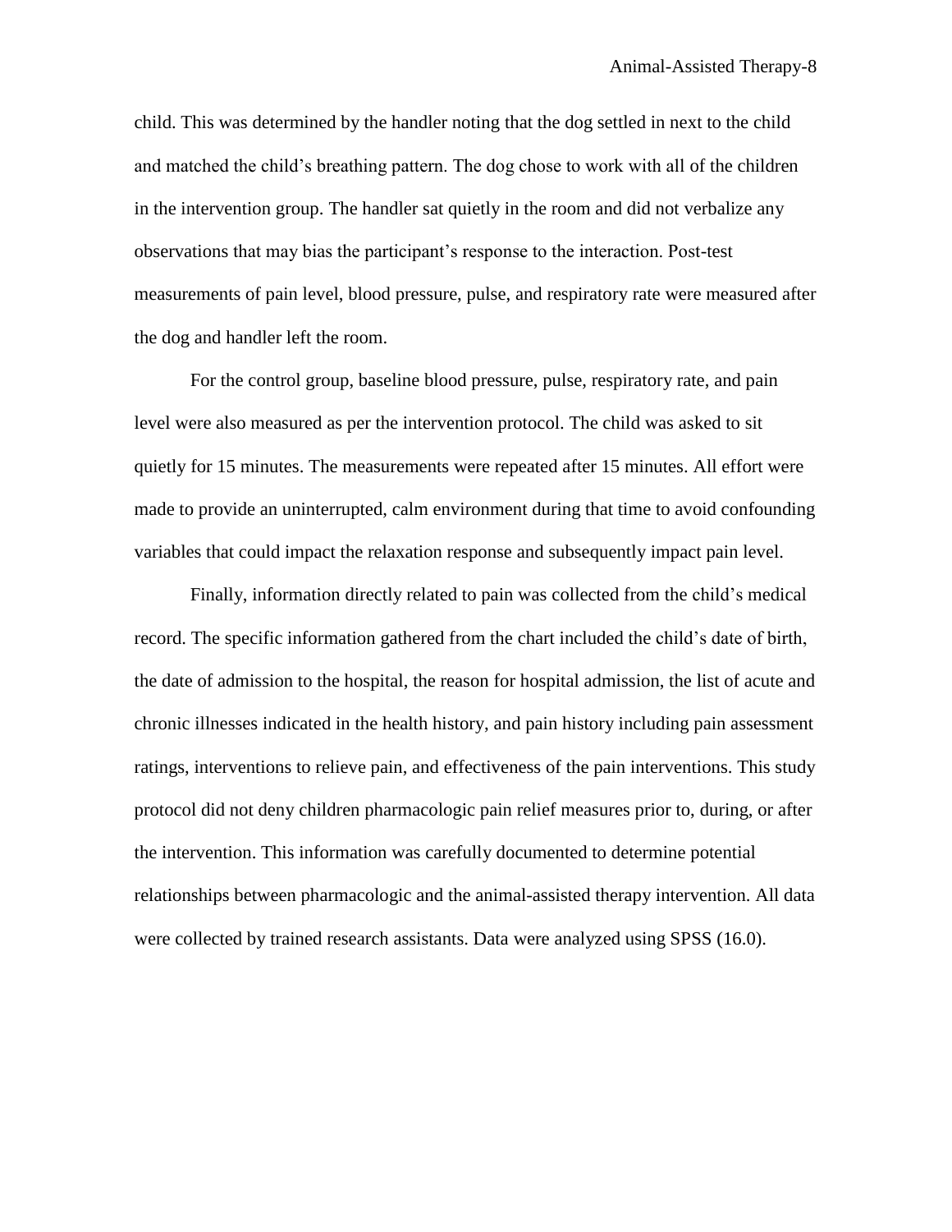child. This was determined by the handler noting that the dog settled in next to the child and matched the child's breathing pattern. The dog chose to work with all of the children in the intervention group. The handler sat quietly in the room and did not verbalize any observations that may bias the participant's response to the interaction. Post-test measurements of pain level, blood pressure, pulse, and respiratory rate were measured after the dog and handler left the room.

For the control group, baseline blood pressure, pulse, respiratory rate, and pain level were also measured as per the intervention protocol. The child was asked to sit quietly for 15 minutes. The measurements were repeated after 15 minutes. All effort were made to provide an uninterrupted, calm environment during that time to avoid confounding variables that could impact the relaxation response and subsequently impact pain level.

Finally, information directly related to pain was collected from the child's medical record. The specific information gathered from the chart included the child's date of birth, the date of admission to the hospital, the reason for hospital admission, the list of acute and chronic illnesses indicated in the health history, and pain history including pain assessment ratings, interventions to relieve pain, and effectiveness of the pain interventions. This study protocol did not deny children pharmacologic pain relief measures prior to, during, or after the intervention. This information was carefully documented to determine potential relationships between pharmacologic and the animal-assisted therapy intervention. All data were collected by trained research assistants. Data were analyzed using SPSS (16.0).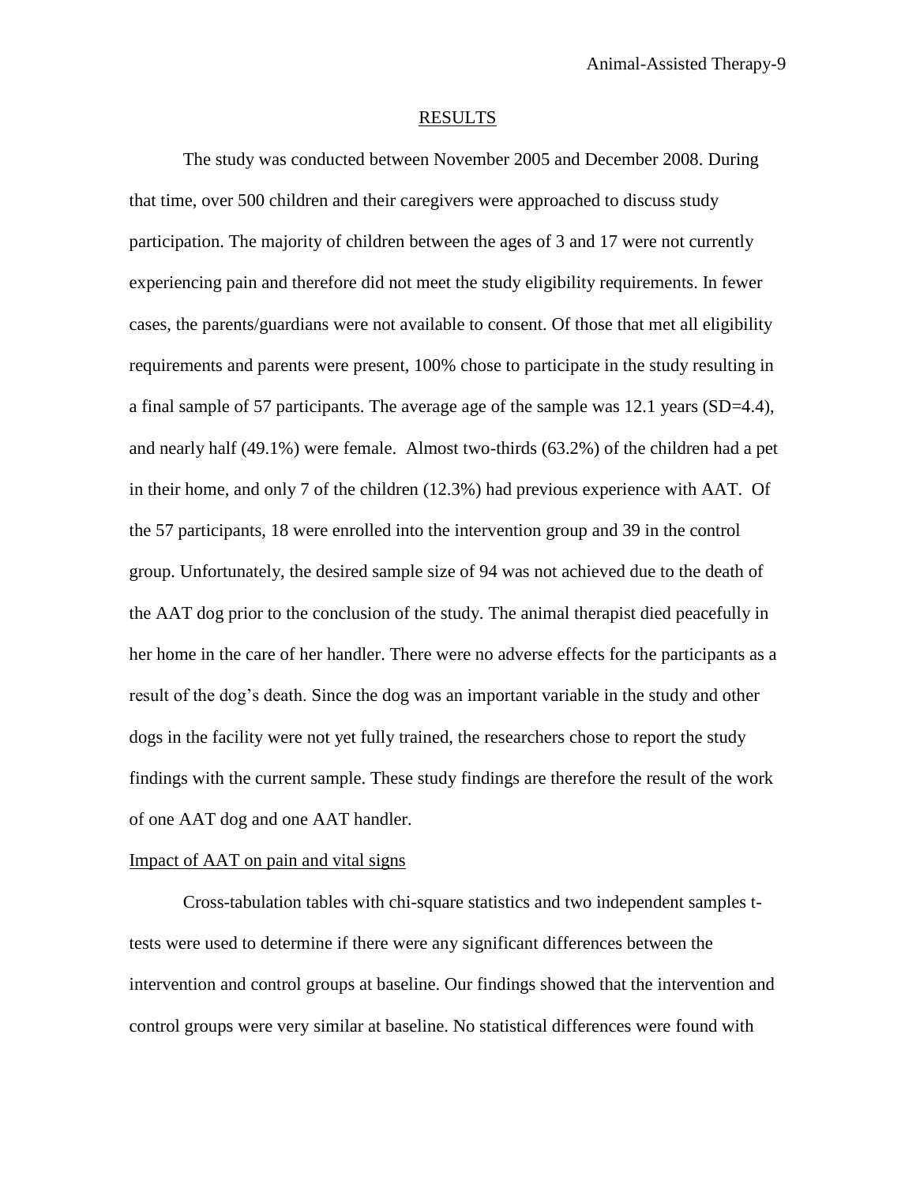## RESULTS

The study was conducted between November 2005 and December 2008. During that time, over 500 children and their caregivers were approached to discuss study participation. The majority of children between the ages of 3 and 17 were not currently experiencing pain and therefore did not meet the study eligibility requirements. In fewer cases, the parents/guardians were not available to consent. Of those that met all eligibility requirements and parents were present, 100% chose to participate in the study resulting in a final sample of 57 participants. The average age of the sample was 12.1 years (SD=4.4), and nearly half (49.1%) were female. Almost two-thirds (63.2%) of the children had a pet in their home, and only 7 of the children (12.3%) had previous experience with AAT. Of the 57 participants, 18 were enrolled into the intervention group and 39 in the control group. Unfortunately, the desired sample size of 94 was not achieved due to the death of the AAT dog prior to the conclusion of the study. The animal therapist died peacefully in her home in the care of her handler. There were no adverse effects for the participants as a result of the dog's death. Since the dog was an important variable in the study and other dogs in the facility were not yet fully trained, the researchers chose to report the study findings with the current sample. These study findings are therefore the result of the work of one AAT dog and one AAT handler.

### Impact of AAT on pain and vital signs

Cross-tabulation tables with chi-square statistics and two independent samples t-tests were used to determine if there were any significant differences between the intervention and control groups at baseline. Our findings showed that the intervention and control groups were very similar at baseline. No statistical differences were found with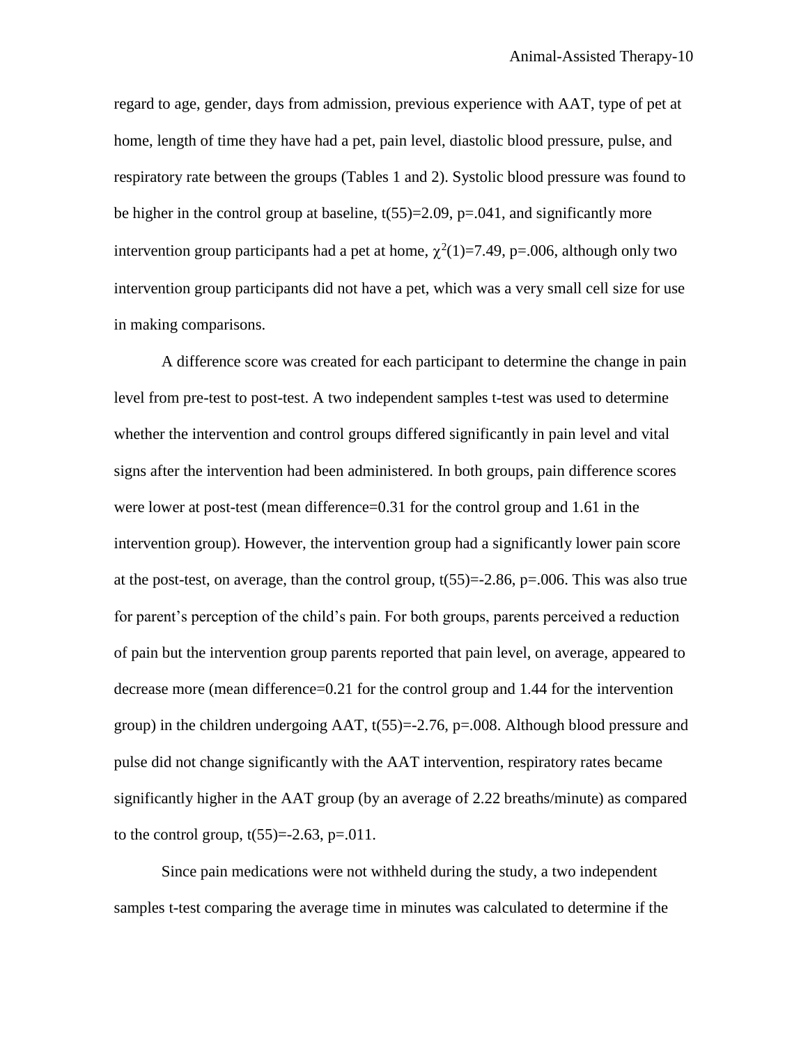regard to age, gender, days from admission, previous experience with AAT, type of pet at home, length of time they have had a pet, pain level, diastolic blood pressure, pulse, and respiratory rate between the groups (Tables 1 and 2). Systolic blood pressure was found to be higher in the control group at baseline, $t(55)=2.09$, $p=.041$, and significantly more intervention group participants had a pet at home, $\chi^2(1)=7.49$, $p=.006$, although only two intervention group participants did not have a pet, which was a very small cell size for use in making comparisons.

A difference score was created for each participant to determine the change in pain level from pre-test to post-test. A two independent samples t-test was used to determine whether the intervention and control groups differed significantly in pain level and vital signs after the intervention had been administered. In both groups, pain difference scores were lower at post-test (mean difference=0.31 for the control group and 1.61 in the intervention group). However, the intervention group had a significantly lower pain score at the post-test, on average, than the control group, $t(55)=-2.86$, $p=.006$. This was also true for parent's perception of the child's pain. For both groups, parents perceived a reduction of pain but the intervention group parents reported that pain level, on average, appeared to decrease more (mean difference=0.21 for the control group and 1.44 for the intervention group) in the children undergoing AAT, $t(55)=-2.76$, $p=.008$. Although blood pressure and pulse did not change significantly with the AAT intervention, respiratory rates became significantly higher in the AAT group (by an average of 2.22 breaths/minute) as compared to the control group, $t(55)=-2.63$, $p=.011$.

Since pain medications were not withheld during the study, a two independent samples t-test comparing the average time in minutes was calculated to determine if the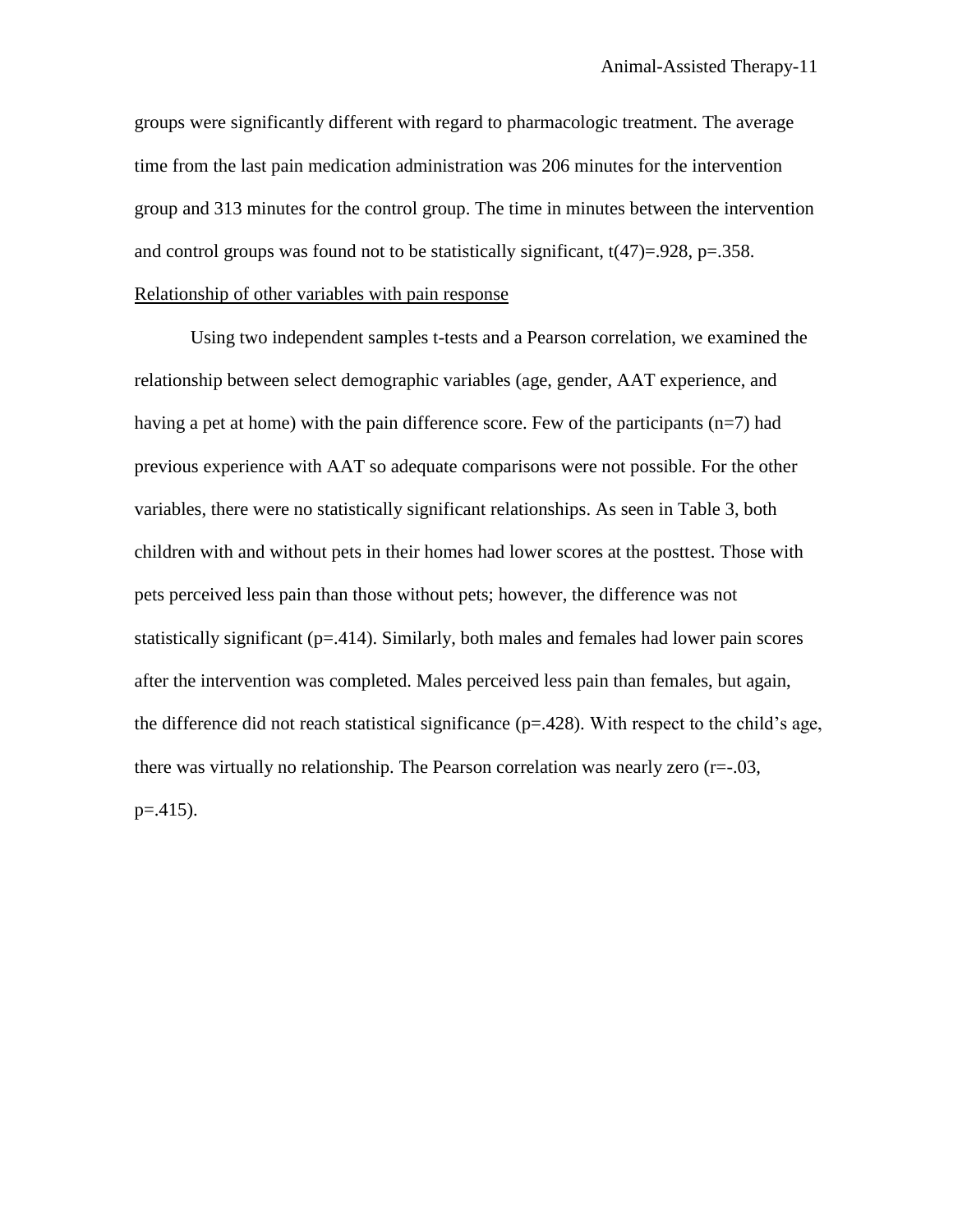groups were significantly different with regard to pharmacologic treatment. The average time from the last pain medication administration was 206 minutes for the intervention group and 313 minutes for the control group. The time in minutes between the intervention and control groups was found not to be statistically significant, $t(47)=.928$, $p=.358$.

<u>Relationship of other variables with pain response</u>

Using two independent samples t-tests and a Pearson correlation, we examined the relationship between select demographic variables (age, gender, AAT experience, and having a pet at home) with the pain difference score. Few of the participants ($n=7$) had previous experience with AAT so adequate comparisons were not possible. For the other variables, there were no statistically significant relationships. As seen in Table 3, both children with and without pets in their homes had lower scores at the posttest. Those with pets perceived less pain than those without pets; however, the difference was not statistically significant ($p=.414$). Similarly, both males and females had lower pain scores after the intervention was completed. Males perceived less pain than females, but again, the difference did not reach statistical significance ($p=.428$). With respect to the child's age, there was virtually no relationship. The Pearson correlation was nearly zero ($r=-.03$, $p=.415$).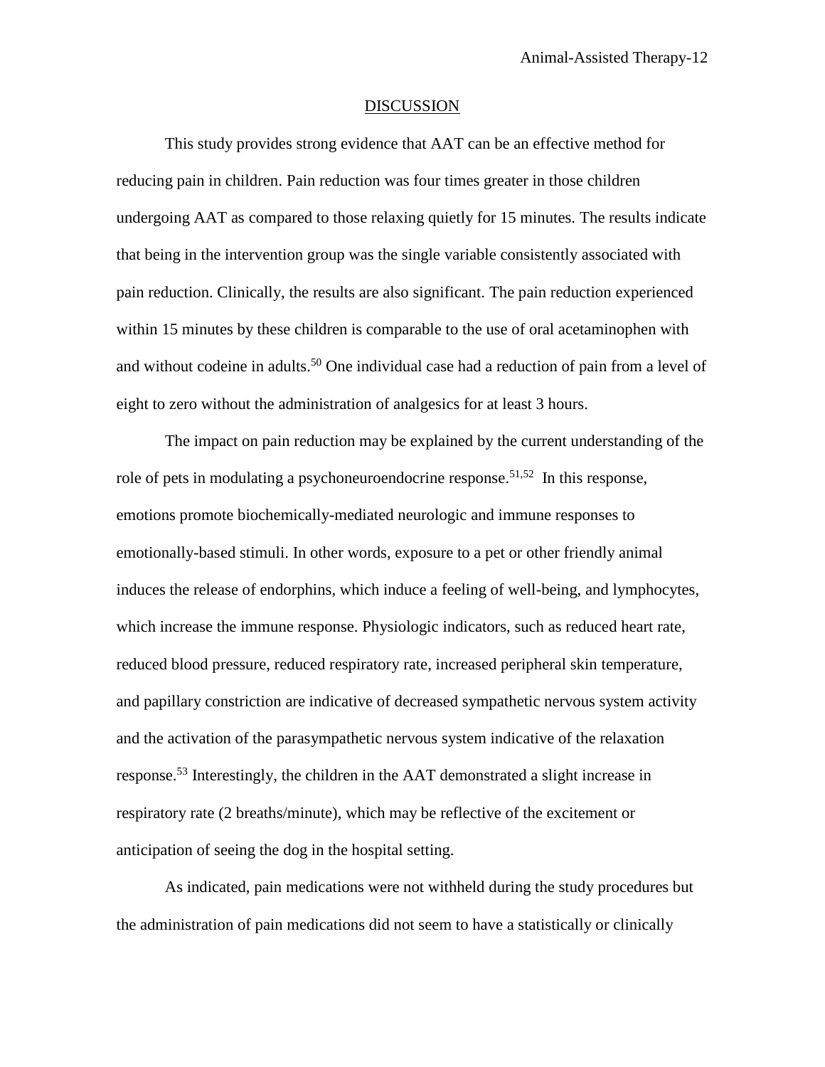## DISCUSSION

This study provides strong evidence that AAT can be an effective method for reducing pain in children. Pain reduction was four times greater in those children undergoing AAT as compared to those relaxing quietly for 15 minutes. The results indicate that being in the intervention group was the single variable consistently associated with pain reduction. Clinically, the results are also significant. The pain reduction experienced within 15 minutes by these children is comparable to the use of oral acetaminophen with and without codeine in adults.[50] One individual case had a reduction of pain from a level of eight to zero without the administration of analgesics for at least 3 hours.

The impact on pain reduction may be explained by the current understanding of the role of pets in modulating a psychoneuroendocrine response.[51,52] In this response, emotions promote biochemically-mediated neurologic and immune responses to emotionally-based stimuli. In other words, exposure to a pet or other friendly animal induces the release of endorphins, which induce a feeling of well-being, and lymphocytes, which increase the immune response. Physiologic indicators, such as reduced heart rate, reduced blood pressure, reduced respiratory rate, increased peripheral skin temperature, and papillary constriction are indicative of decreased sympathetic nervous system activity and the activation of the parasympathetic nervous system indicative of the relaxation response.[53] Interestingly, the children in the AAT demonstrated a slight increase in respiratory rate (2 breaths/minute), which may be reflective of the excitement or anticipation of seeing the dog in the hospital setting.

As indicated, pain medications were not withheld during the study procedures but the administration of pain medications did not seem to have a statistically or clinically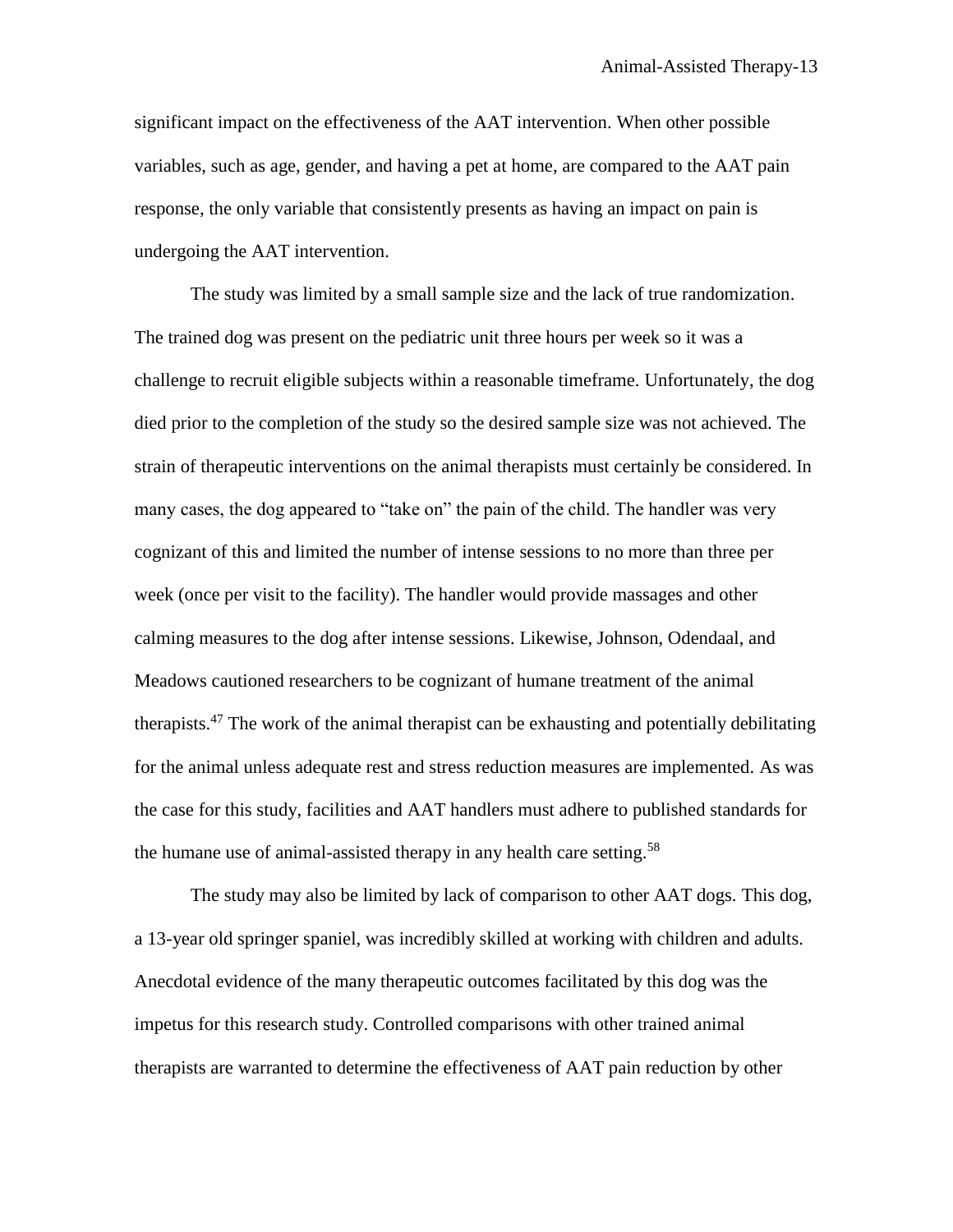significant impact on the effectiveness of the AAT intervention. When other possible variables, such as age, gender, and having a pet at home, are compared to the AAT pain response, the only variable that consistently presents as having an impact on pain is undergoing the AAT intervention.

The study was limited by a small sample size and the lack of true randomization. The trained dog was present on the pediatric unit three hours per week so it was a challenge to recruit eligible subjects within a reasonable timeframe. Unfortunately, the dog died prior to the completion of the study so the desired sample size was not achieved. The strain of therapeutic interventions on the animal therapists must certainly be considered. In many cases, the dog appeared to "take on" the pain of the child. The handler was very cognizant of this and limited the number of intense sessions to no more than three per week (once per visit to the facility). The handler would provide massages and other calming measures to the dog after intense sessions. Likewise, Johnson, Odendaal, and Meadows cautioned researchers to be cognizant of humane treatment of the animal therapists.[47] The work of the animal therapist can be exhausting and potentially debilitating for the animal unless adequate rest and stress reduction measures are implemented. As was the case for this study, facilities and AAT handlers must adhere to published standards for the humane use of animal-assisted therapy in any health care setting.[58]

The study may also be limited by lack of comparison to other AAT dogs. This dog, a 13-year old springer spaniel, was incredibly skilled at working with children and adults. Anecdotal evidence of the many therapeutic outcomes facilitated by this dog was the impetus for this research study. Controlled comparisons with other trained animal therapists are warranted to determine the effectiveness of AAT pain reduction by other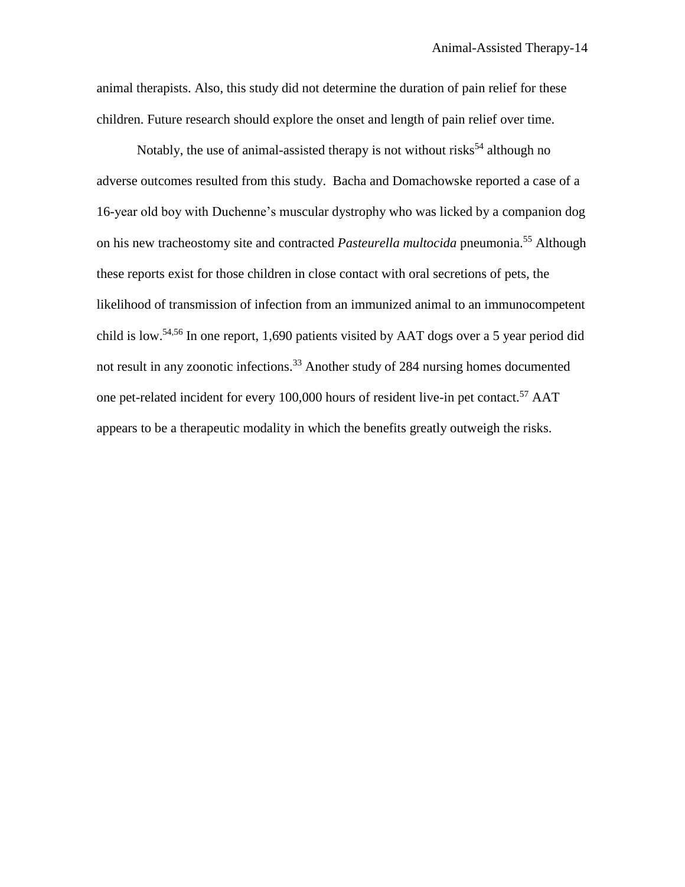animal therapists. Also, this study did not determine the duration of pain relief for these children. Future research should explore the onset and length of pain relief over time.

Notably, the use of animal-assisted therapy is not without risks[54] although no adverse outcomes resulted from this study. Bacha and Domachowske reported a case of a 16-year old boy with Duchenne's muscular dystrophy who was licked by a companion dog on his new tracheostomy site and contracted *Pasteurella multocida* pneumonia.[55] Although these reports exist for those children in close contact with oral secretions of pets, the likelihood of transmission of infection from an immunized animal to an immunocompetent child is low.[54,56] In one report, 1,690 patients visited by AAT dogs over a 5 year period did not result in any zoonotic infections.[33] Another study of 284 nursing homes documented one pet-related incident for every 100,000 hours of resident live-in pet contact.[57] AAT appears to be a therapeutic modality in which the benefits greatly outweigh the risks.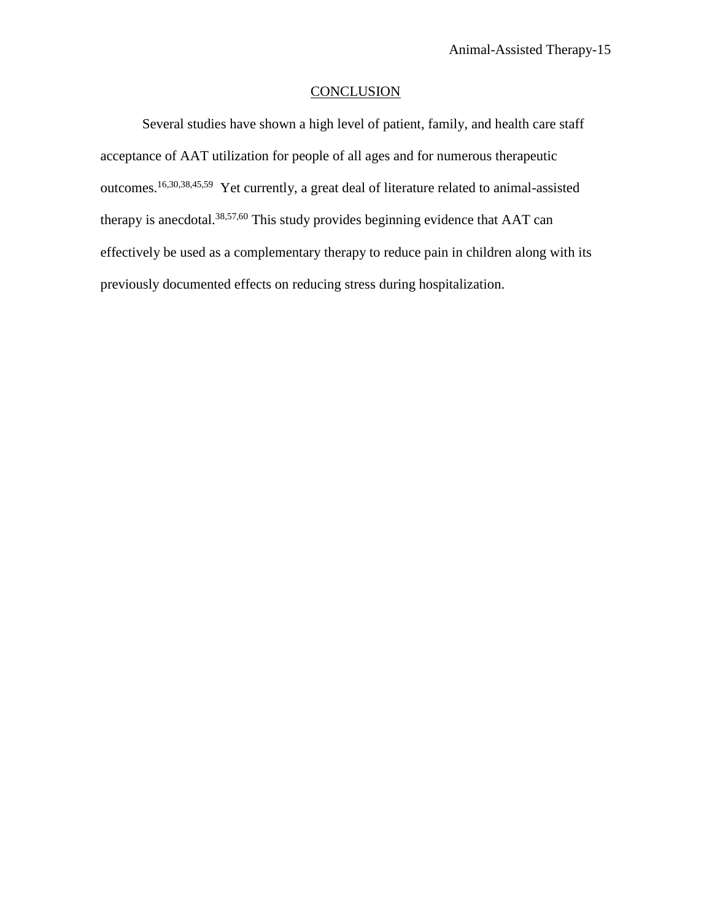## CONCLUSION

Several studies have shown a high level of patient, family, and health care staff acceptance of AAT utilization for people of all ages and for numerous therapeutic outcomes.[16,30,38,45,59] Yet currently, a great deal of literature related to animal-assisted therapy is anecdotal.[38,57,60] This study provides beginning evidence that AAT can effectively be used as a complementary therapy to reduce pain in children along with its previously documented effects on reducing stress during hospitalization.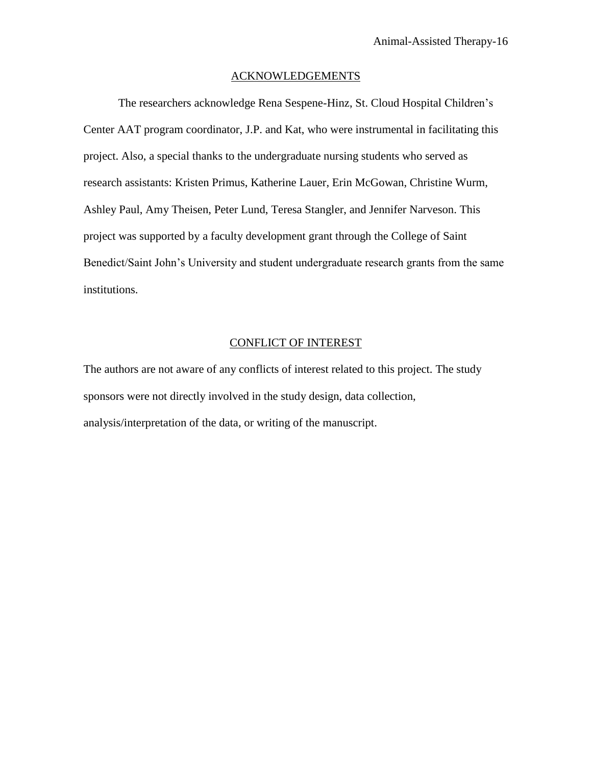## ACKNOWLEDGEMENTS

The researchers acknowledge Rena Sespene-Hinz, St. Cloud Hospital Children's Center AAT program coordinator, J.P. and Kat, who were instrumental in facilitating this project. Also, a special thanks to the undergraduate nursing students who served as research assistants: Kristen Primus, Katherine Lauer, Erin McGowan, Christine Wurm, Ashley Paul, Amy Theisen, Peter Lund, Teresa Stangler, and Jennifer Narveson. This project was supported by a faculty development grant through the College of Saint Benedict/Saint John's University and student undergraduate research grants from the same institutions.

## CONFLICT OF INTEREST

The authors are not aware of any conflicts of interest related to this project. The study sponsors were not directly involved in the study design, data collection, analysis/interpretation of the data, or writing of the manuscript.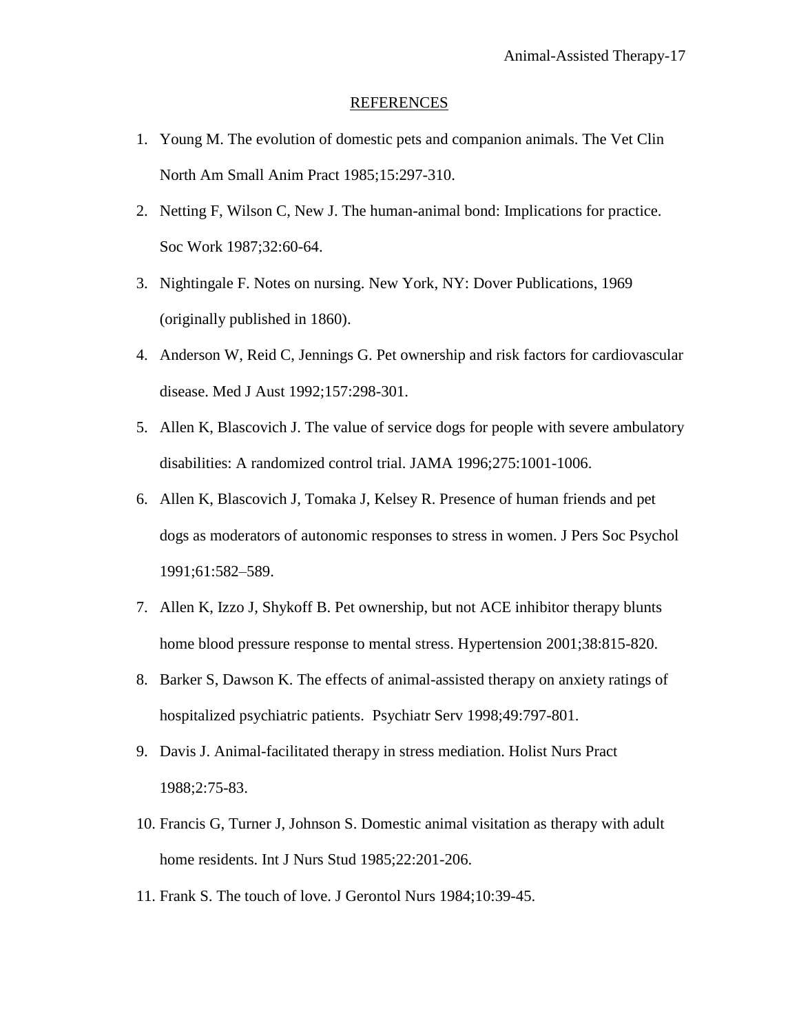## REFERENCES

1. Young M. The evolution of domestic pets and companion animals. The Vet Clin North Am Small Anim Pract 1985;15:297-310.
2. Netting F, Wilson C, New J. The human-animal bond: Implications for practice. Soc Work 1987;32:60-64.
3. Nightingale F. Notes on nursing. New York, NY: Dover Publications, 1969 (originally published in 1860).
4. Anderson W, Reid C, Jennings G. Pet ownership and risk factors for cardiovascular disease. Med J Aust 1992;157:298-301.
5. Allen K, Blascovich J. The value of service dogs for people with severe ambulatory disabilities: A randomized control trial. JAMA 1996;275:1001-1006.
6. Allen K, Blascovich J, Tomaka J, Kelsey R. Presence of human friends and pet dogs as moderators of autonomic responses to stress in women. J Pers Soc Psychol 1991;61:582–589.
7. Allen K, Izzo J, Shykoff B. Pet ownership, but not ACE inhibitor therapy blunts home blood pressure response to mental stress. Hypertension 2001;38:815-820.
8. Barker S, Dawson K. The effects of animal-assisted therapy on anxiety ratings of hospitalized psychiatric patients. Psychiatr Serv 1998;49:797-801.
9. Davis J. Animal-facilitated therapy in stress mediation. Holist Nurs Pract 1988;2:75-83.
10. Francis G, Turner J, Johnson S. Domestic animal visitation as therapy with adult home residents. Int J Nurs Stud 1985;22:201-206.
11. Frank S. The touch of love. J Gerontol Nurs 1984;10:39-45.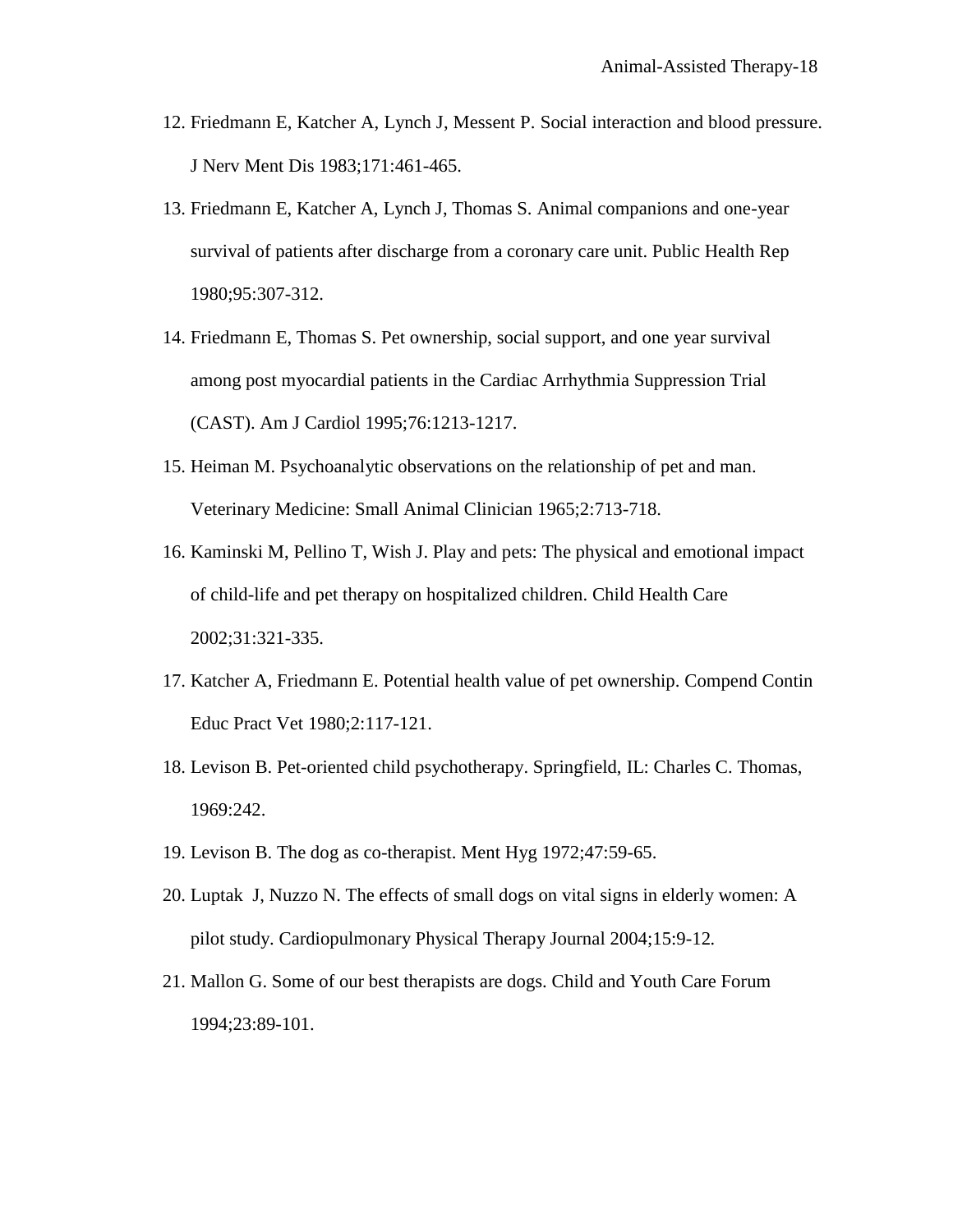12. Friedmann E, Katcher A, Lynch J, Messent P. Social interaction and blood pressure. J Nerv Ment Dis 1983;171:461-465.
13. Friedmann E, Katcher A, Lynch J, Thomas S. Animal companions and one-year survival of patients after discharge from a coronary care unit. Public Health Rep 1980;95:307-312.
14. Friedmann E, Thomas S. Pet ownership, social support, and one year survival among post myocardial patients in the Cardiac Arrhythmia Suppression Trial (CAST). Am J Cardiol 1995;76:1213-1217.
15. Heiman M. Psychoanalytic observations on the relationship of pet and man. Veterinary Medicine: Small Animal Clinician 1965;2:713-718.
16. Kaminski M, Pellino T, Wish J. Play and pets: The physical and emotional impact of child-life and pet therapy on hospitalized children. Child Health Care 2002;31:321-335.
17. Katcher A, Friedmann E. Potential health value of pet ownership. Compend Contin Educ Pract Vet 1980;2:117-121.
18. Levison B. Pet-oriented child psychotherapy. Springfield, IL: Charles C. Thomas, 1969:242.
19. Levison B. The dog as co-therapist. Ment Hyg 1972;47:59-65.
20. Luptak J, Nuzzo N. The effects of small dogs on vital signs in elderly women: A pilot study. Cardiopulmonary Physical Therapy Journal 2004;15:9-12.
21. Mallon G. Some of our best therapists are dogs. Child and Youth Care Forum 1994;23:89-101.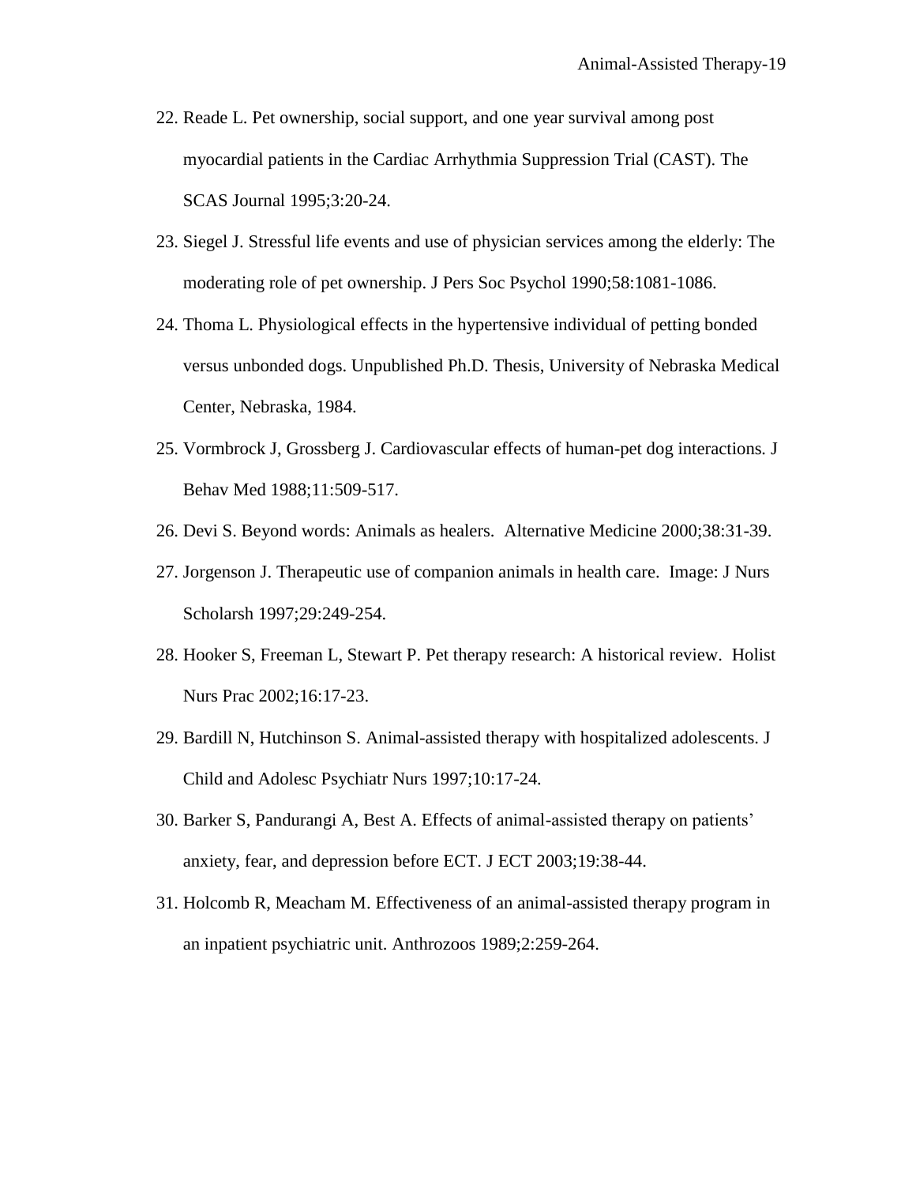22. Reade L. Pet ownership, social support, and one year survival among post myocardial patients in the Cardiac Arrhythmia Suppression Trial (CAST). The SCAS Journal 1995;3:20-24.
23. Siegel J. Stressful life events and use of physician services among the elderly: The moderating role of pet ownership. J Pers Soc Psychol 1990;58:1081-1086.
24. Thoma L. Physiological effects in the hypertensive individual of petting bonded versus unbonded dogs. Unpublished Ph.D. Thesis, University of Nebraska Medical Center, Nebraska, 1984.
25. Vormbrock J, Grossberg J. Cardiovascular effects of human-pet dog interactions. J Behav Med 1988;11:509-517.
26. Devi S. Beyond words: Animals as healers. Alternative Medicine 2000;38:31-39.
27. Jorgenson J. Therapeutic use of companion animals in health care. Image: J Nurs Scholarsh 1997;29:249-254.
28. Hooker S, Freeman L, Stewart P. Pet therapy research: A historical review. Holist Nurs Prac 2002;16:17-23.
29. Bardill N, Hutchinson S. Animal-assisted therapy with hospitalized adolescents. J Child and Adolesc Psychiatr Nurs 1997;10:17-24.
30. Barker S, Pandurangi A, Best A. Effects of animal-assisted therapy on patients' anxiety, fear, and depression before ECT. J ECT 2003;19:38-44.
31. Holcomb R, Meacham M. Effectiveness of an animal-assisted therapy program in an inpatient psychiatric unit. Anthrozoos 1989;2:259-264.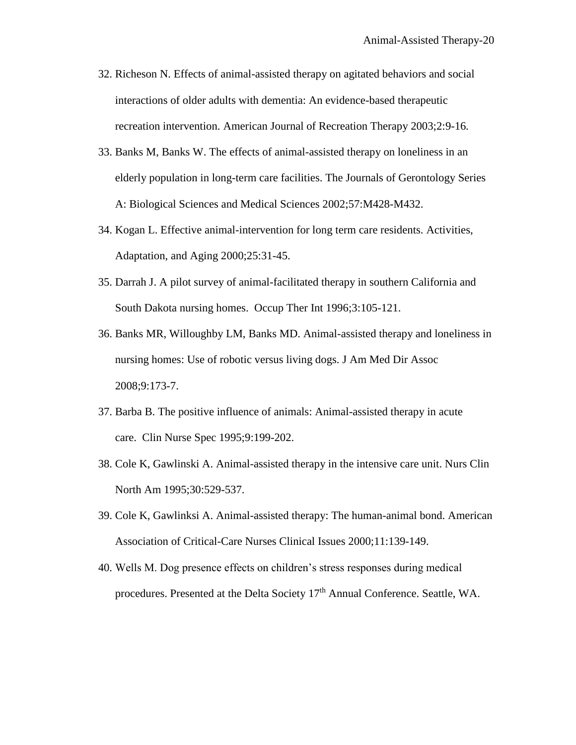32. Richeson N. Effects of animal-assisted therapy on agitated behaviors and social interactions of older adults with dementia: An evidence-based therapeutic recreation intervention. American Journal of Recreation Therapy 2003;2:9-16.

33. Banks M, Banks W. The effects of animal-assisted therapy on loneliness in an elderly population in long-term care facilities. The Journals of Gerontology Series A: Biological Sciences and Medical Sciences 2002;57:M428-M432.

34. Kogan L. Effective animal-intervention for long term care residents. Activities, Adaptation, and Aging 2000;25:31-45.

35. Darrah J. A pilot survey of animal-facilitated therapy in southern California and South Dakota nursing homes. Occup Ther Int 1996;3:105-121.

36. Banks MR, Willoughby LM, Banks MD. Animal-assisted therapy and loneliness in nursing homes: Use of robotic versus living dogs. J Am Med Dir Assoc 2008;9:173-7.

37. Barba B. The positive influence of animals: Animal-assisted therapy in acute care. Clin Nurse Spec 1995;9:199-202.

38. Cole K, Gawlinski A. Animal-assisted therapy in the intensive care unit. Nurs Clin North Am 1995;30:529-537.

39. Cole K, Gawlinksi A. Animal-assisted therapy: The human-animal bond. American Association of Critical-Care Nurses Clinical Issues 2000;11:139-149.

40. Wells M. Dog presence effects on children's stress responses during medical procedures. Presented at the Delta Society 17th Annual Conference. Seattle, WA.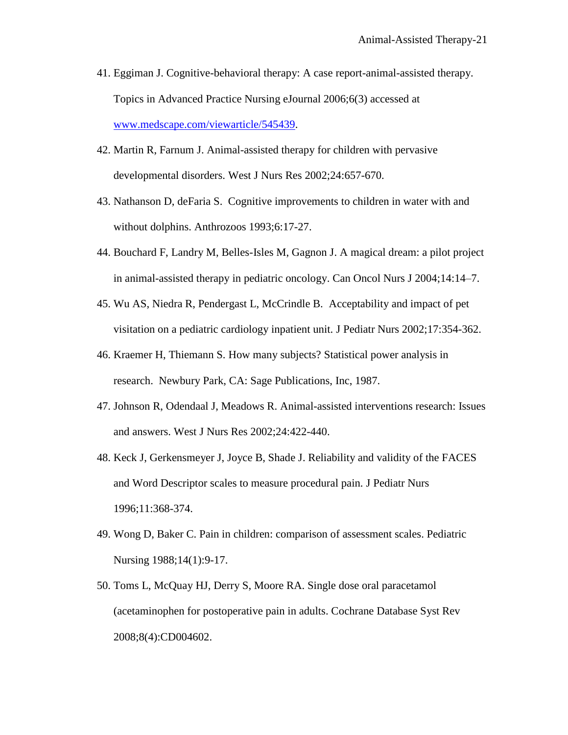41. Eggiman J. Cognitive-behavioral therapy: A case report-animal-assisted therapy. Topics in Advanced Practice Nursing eJournal 2006;6(3) accessed at [www.medscape.com/viewarticle/545439](www.medscape.com/viewarticle/545439).

42. Martin R, Farnum J. Animal-assisted therapy for children with pervasive developmental disorders. West J Nurs Res 2002;24:657-670.

43. Nathanson D, deFaria S. Cognitive improvements to children in water with and without dolphins. Anthrozoos 1993;6:17-27.

44. Bouchard F, Landry M, Belles-Isles M, Gagnon J. A magical dream: a pilot project in animal-assisted therapy in pediatric oncology. Can Oncol Nurs J 2004;14:14–7.

45. Wu AS, Niedra R, Pendergast L, McCrindle B. Acceptability and impact of pet visitation on a pediatric cardiology inpatient unit. J Pediatr Nurs 2002;17:354-362.

46. Kraemer H, Thiemann S. How many subjects? Statistical power analysis in research. Newbury Park, CA: Sage Publications, Inc, 1987.

47. Johnson R, Odendaal J, Meadows R. Animal-assisted interventions research: Issues and answers. West J Nurs Res 2002;24:422-440.

48. Keck J, Gerkensmeyer J, Joyce B, Shade J. Reliability and validity of the FACES and Word Descriptor scales to measure procedural pain. J Pediatr Nurs 1996;11:368-374.

49. Wong D, Baker C. Pain in children: comparison of assessment scales. Pediatric Nursing 1988;14(1):9-17.

50. Toms L, McQuay HJ, Derry S, Moore RA. Single dose oral paracetamol (acetaminophen for postoperative pain in adults. Cochrane Database Syst Rev 2008;8(4):CD004602.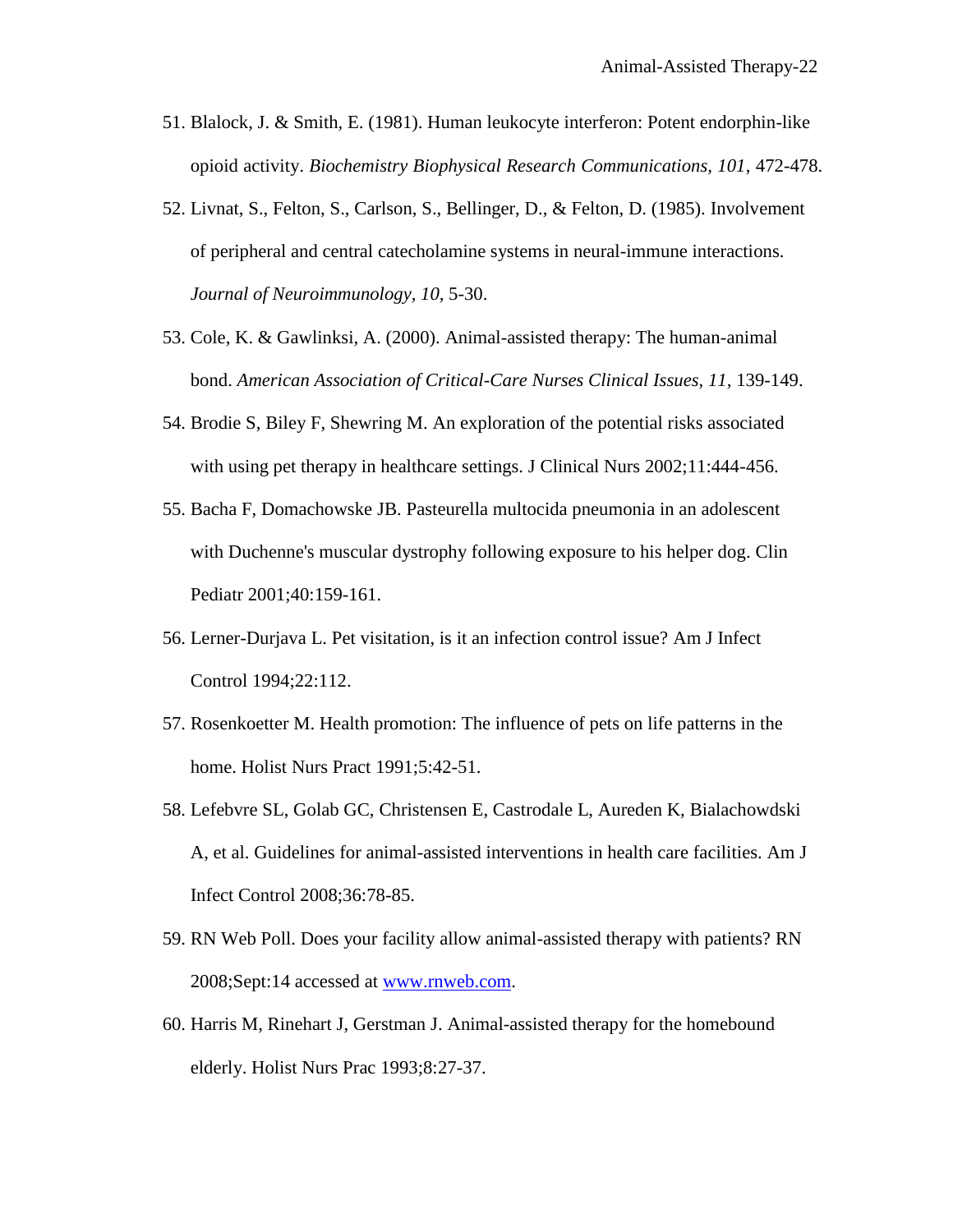51. Blalock, J. & Smith, E. (1981). Human leukocyte interferon: Potent endorphin-like opioid activity. *Biochemistry Biophysical Research Communications, 101*, 472-478.
52. Livnat, S., Felton, S., Carlson, S., Bellinger, D., & Felton, D. (1985). Involvement of peripheral and central catecholamine systems in neural-immune interactions. *Journal of Neuroimmunology, 10*, 5-30.
53. Cole, K. & Gawlinksi, A. (2000). Animal-assisted therapy: The human-animal bond. *American Association of Critical-Care Nurses Clinical Issues, 11*, 139-149.
54. Brodie S, Biley F, Shewring M. An exploration of the potential risks associated with using pet therapy in healthcare settings. J Clinical Nurs 2002;11:444-456.
55. Bacha F, Domachowske JB. Pasteurella multocida pneumonia in an adolescent with Duchenne's muscular dystrophy following exposure to his helper dog. Clin Pediatr 2001;40:159-161.
56. Lerner-Durjava L. Pet visitation, is it an infection control issue? Am J Infect Control 1994;22:112.
57. Rosenkoetter M. Health promotion: The influence of pets on life patterns in the home. Holist Nurs Pract 1991;5:42-51.
58. Lefebvre SL, Golab GC, Christensen E, Castrodale L, Aureden K, Bialachowdski A, et al. Guidelines for animal-assisted interventions in health care facilities. Am J Infect Control 2008;36:78-85.
59. RN Web Poll. Does your facility allow animal-assisted therapy with patients? RN 2008;Sept:14 accessed at www.rnweb.com.
60. Harris M, Rinehart J, Gerstman J. Animal-assisted therapy for the homebound elderly. Holist Nurs Prac 1993;8:27-37.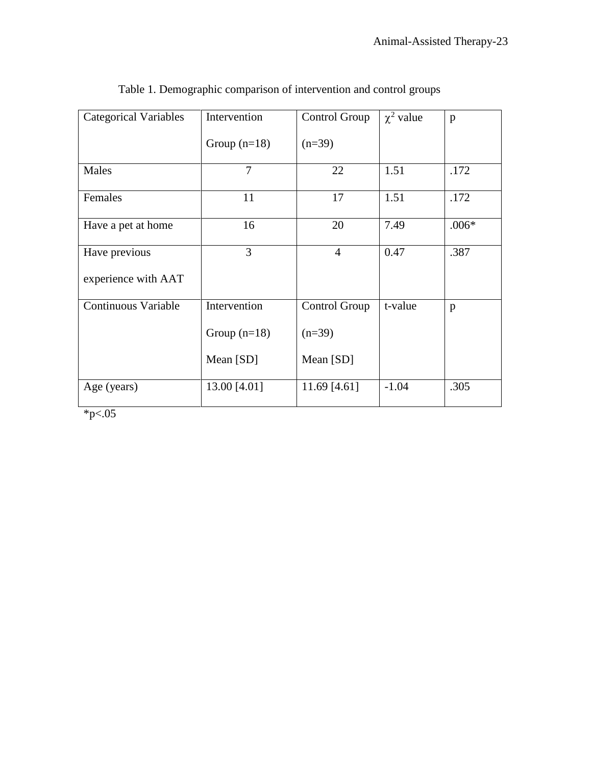Table 1. Demographic comparison of intervention and control groups

| Categorical Variables | Intervention Group (n=18) | Control Group (n=39) | $\chi^2$ value | p |
|---|---|---|---|---|
| Males | 7 | 22 | 1.51 | .172 |
| Females | 11 | 17 | 1.51 | .172 |
| Have a pet at home | 16 | 20 | 7.49 | .006* |
| Have previous experience with AAT | 3 | 4 | 0.47 | .387 |
| Continuous Variable | Intervention Group (n=18) Mean [SD] | Control Group (n=39) Mean [SD] | t-value | p |
| Age (years) | 13.00 [4.01] | 11.69 [4.61] | -1.04 | .305 |

*p<.05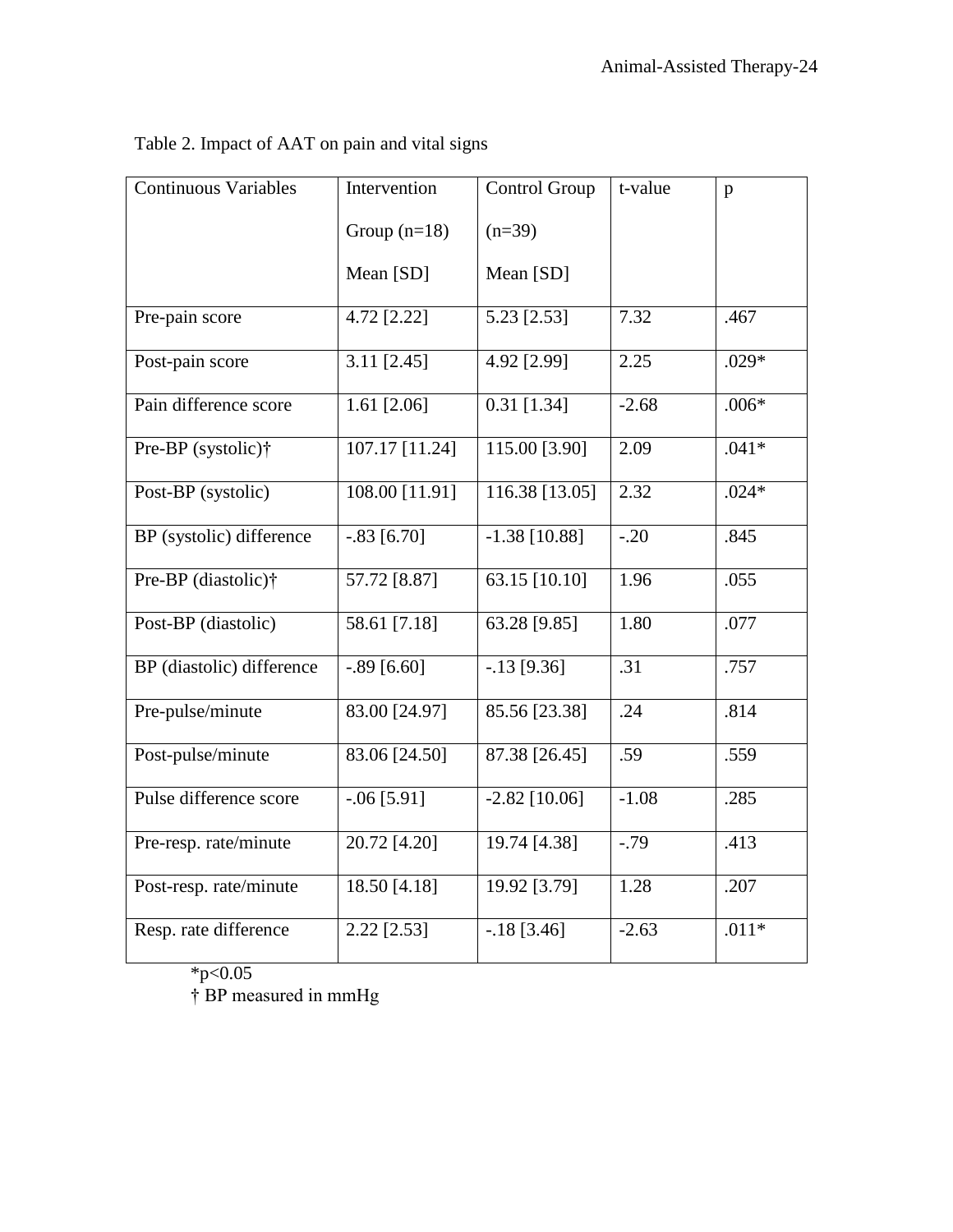Table 2. Impact of AAT on pain and vital signs

| Continuous Variables | Intervention Group (n=18) Mean [SD] | Control Group (n=39) Mean [SD] | t-value | p |
|---|---|---|---|---|
| Pre-pain score | 4.72 [2.22] | 5.23 [2.53] | 7.32 | .467 |
| Post-pain score | 3.11 [2.45] | 4.92 [2.99] | 2.25 | .029* |
| Pain difference score | 1.61 [2.06] | 0.31 [1.34] | -2.68 | .006* |
| Pre-BP (systolic)† | 107.17 [11.24] | 115.00 [3.90] | 2.09 | .041* |
| Post-BP (systolic) | 108.00 [11.91] | 116.38 [13.05] | 2.32 | .024* |
| BP (systolic) difference | -.83 [6.70] | -1.38 [10.88] | -.20 | .845 |
| Pre-BP (diastolic)† | 57.72 [8.87] | 63.15 [10.10] | 1.96 | .055 |
| Post-BP (diastolic) | 58.61 [7.18] | 63.28 [9.85] | 1.80 | .077 |
| BP (diastolic) difference | -.89 [6.60] | -.13 [9.36] | .31 | .757 |
| Pre-pulse/minute | 83.00 [24.97] | 85.56 [23.38] | .24 | .814 |
| Post-pulse/minute | 83.06 [24.50] | 87.38 [26.45] | .59 | .559 |
| Pulse difference score | -.06 [5.91] | -2.82 [10.06] | -1.08 | .285 |
| Pre-resp. rate/minute | 20.72 [4.20] | 19.74 [4.38] | -.79 | .413 |
| Post-resp. rate/minute | 18.50 [4.18] | 19.92 [3.79] | 1.28 | .207 |
| Resp. rate difference | 2.22 [2.53] | -.18 [3.46] | -2.63 | .011* |

*$p<0.05$

† BP measured in mmHg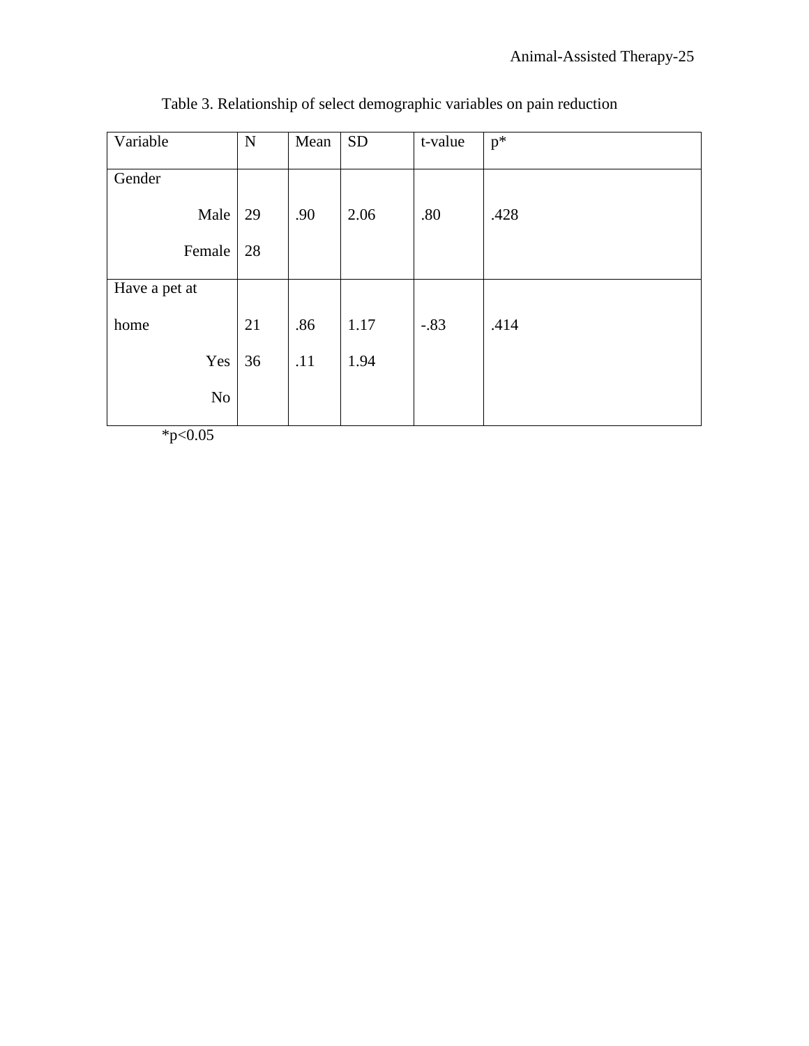Table 3. Relationship of select demographic variables on pain reduction

| Variable | N | Mean | SD | t-value | p* |
|---|---|---|---|---|---|
| Gender | | | | | |
| Male | 29 | .90 | 2.06 | .80 | .428 |
| Female | 28 | | | | |
| Have a pet at home | 21 | .86 | 1.17 | -.83 | .414 |
| Yes | 36 | .11 | 1.94 | | |
| No | | | | | |

*p<0.05